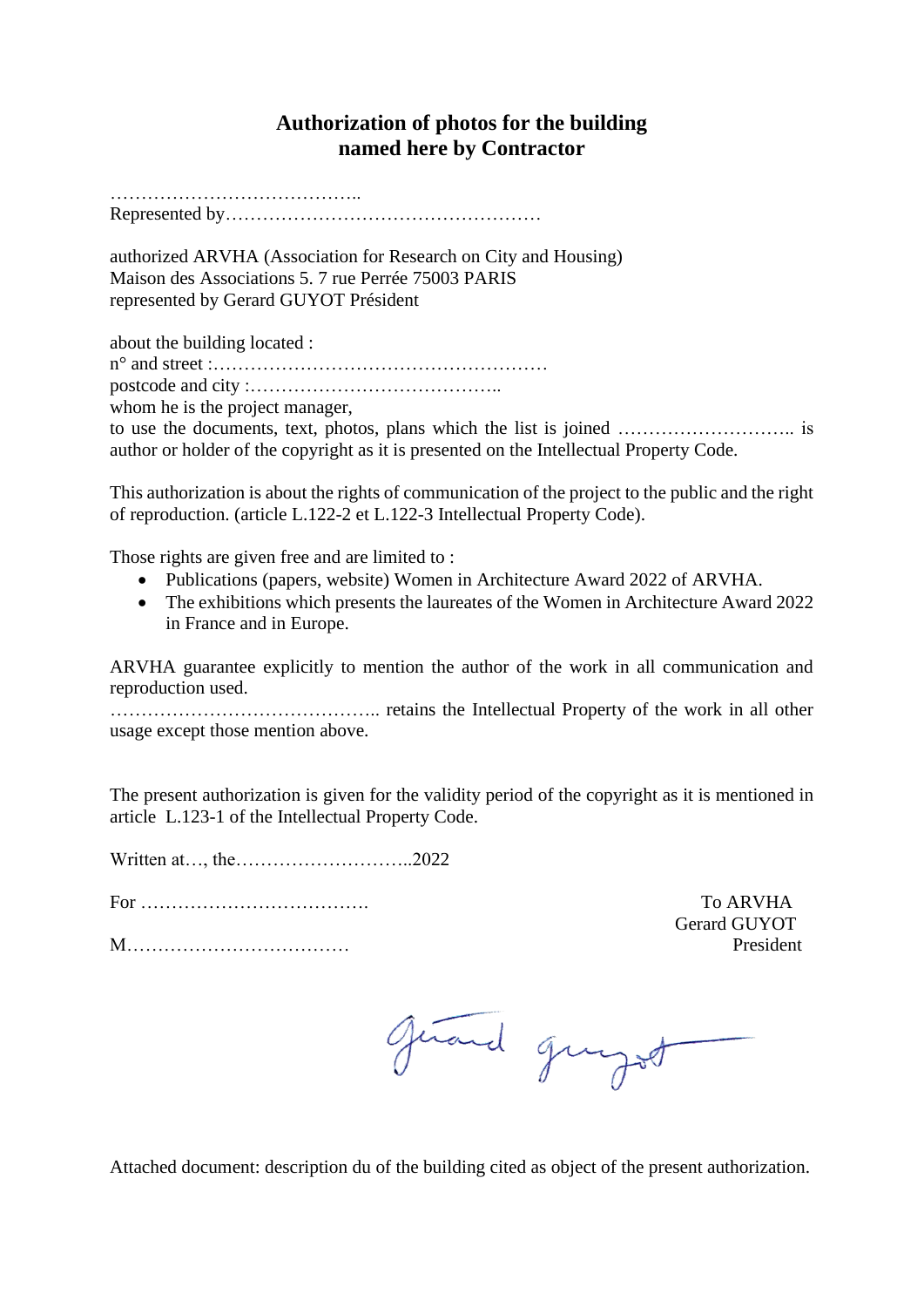# Authorization of photos for the building named here by Contractor

…………………………………..
Represented by……………………………………………

authorized ARVHA (Association for Research on City and Housing)
Maison des Associations 5. 7 rue Perrée 75003 PARIS
represented by Gerard GUYOT Président

about the building located :
n° and street :………………………………………………
postcode and city :…………………………………..
whom he is the project manager,
to use the documents, text, photos, plans which the list is joined ……………………….. is author or holder of the copyright as it is presented on the Intellectual Property Code.

This authorization is about the rights of communication of the project to the public and the right of reproduction. (article L.122-2 et L.122-3 Intellectual Property Code).

Those rights are given free and are limited to :

- Publications (papers, website) Women in Architecture Award 2022 of ARVHA.
- The exhibitions which presents the laureates of the Women in Architecture Award 2022 in France and in Europe.

ARVHA guarantee explicitly to mention the author of the work in all communication and reproduction used.
…………………………………….. retains the Intellectual Property of the work in all other usage except those mention above.

The present authorization is given for the validity period of the copyright as it is mentioned in article L.123-1 of the Intellectual Property Code.

Written at…, the………………………..2022

For ……………………………….

M………………………………

To ARVHA
Gerard GUYOT
President

Gérard Guyot

Attached document: description du of the building cited as object of the present authorization.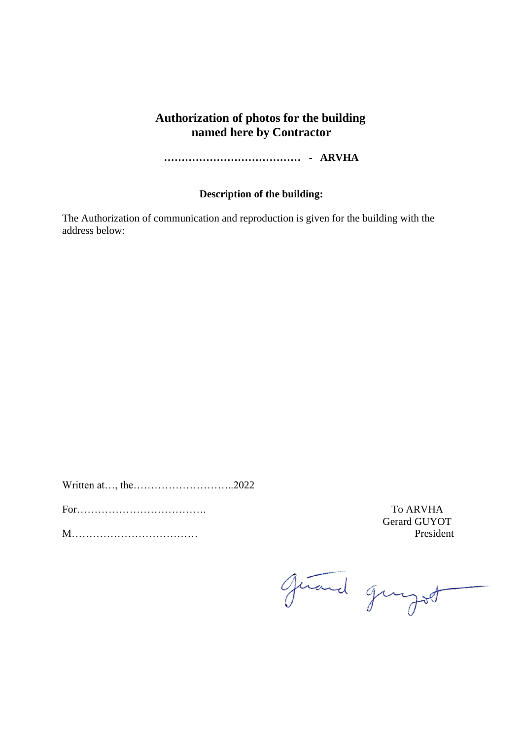**Authorization of photos for the building named here by Contractor**

**………………………………… - ARVHA**

**Description of the building:**

The Authorization of communication and reproduction is given for the building with the address below:

Written at…, the………………………..2022

For……………………………….

M………………………………

To ARVHA
Gerard GUYOT
President